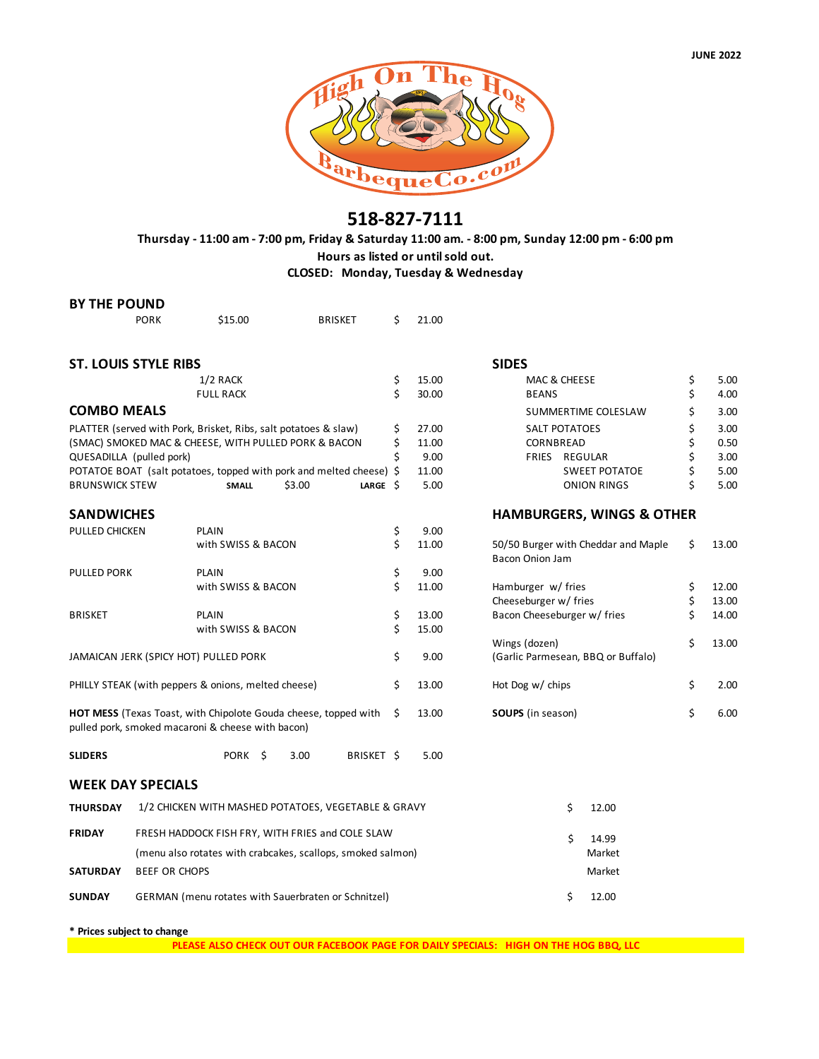JUNE 2022

High On The Hog BarbequeCo.com

# 518-827-7111

**Thursday - 11:00 am - 7:00 pm, Friday & Saturday 11:00 am. - 8:00 pm, Sunday 12:00 pm - 6:00 pm**

**Hours as listed or until sold out.**

**CLOSED: Monday, Tuesday & Wednesday**

## BY THE POUND

| | | | |
|---|---|---|---|
| PORK | $15.00 | BRISKET | $ 21.00 |

## ST. LOUIS STYLE RIBS

| | |
|---|---|
| 1/2 RACK | $ 15.00 |
| FULL RACK | $ 30.00 |

## COMBO MEALS

| | |
|---|---|
| PLATTER (served with Pork, Brisket, Ribs, salt potatoes & slaw) | $ 27.00 |
| (SMAC) SMOKED MAC & CHEESE, WITH PULLED PORK & BACON | $ 11.00 |
| QUESADILLA (pulled pork) | $ 9.00 |
| POTATOE BOAT (salt potatoes, topped with pork and melted cheese) | $ 11.00 |
| BRUNSWICK STEW — **SMALL** $3.00 — **LARGE** | $ 5.00 |

## SANDWICHES

| | | |
|---|---|---|
| PULLED CHICKEN | PLAIN | $ 9.00 |
| | with SWISS & BACON | $ 11.00 |
| PULLED PORK | PLAIN | $ 9.00 |
| | with SWISS & BACON | $ 11.00 |
| BRISKET | PLAIN | $ 13.00 |
| | with SWISS & BACON | $ 15.00 |
| JAMAICAN JERK (SPICY HOT) PULLED PORK | | $ 9.00 |
| PHILLY STEAK (with peppers & onions, melted cheese) | | $ 13.00 |
| **HOT MESS** (Texas Toast, with Chipolote Gouda cheese, topped with pulled pork, smoked macaroni & cheese with bacon) | | $ 13.00 |

| | | | | |
|---|---|---|---|---|
| **SLIDERS** | PORK | $ 3.00 | BRISKET | $ 5.00 |

## SIDES

| | |
|---|---|
| MAC & CHEESE | $ 5.00 |
| BEANS | $ 4.00 |
| SUMMERTIME COLESLAW | $ 3.00 |
| SALT POTATOES | $ 3.00 |
| CORNBREAD | $ 0.50 |
| FRIES REGULAR | $ 3.00 |
| SWEET POTATOE | $ 5.00 |
| ONION RINGS | $ 5.00 |

## HAMBURGERS, WINGS & OTHER

| | |
|---|---|
| 50/50 Burger with Cheddar and Maple Bacon Onion Jam | $ 13.00 |
| Hamburger w/ fries | $ 12.00 |
| Cheeseburger w/ fries | $ 13.00 |
| Bacon Cheeseburger w/ fries | $ 14.00 |
| Wings (dozen) (Garlic Parmesean, BBQ or Buffalo) | $ 13.00 |
| Hot Dog w/ chips | $ 2.00 |
| **SOUPS** (in season) | $ 6.00 |

## WEEK DAY SPECIALS

| | | |
|---|---|---|
| **THURSDAY** | 1/2 CHICKEN WITH MASHED POTATOES, VEGETABLE & GRAVY | $ 12.00 |
| **FRIDAY** | FRESH HADDOCK FISH FRY, WITH FRIES and COLE SLAW | $ 14.99 |
| | (menu also rotates with crabcakes, scallops, smoked salmon) | Market |
| **SATURDAY** | BEEF OR CHOPS | Market |
| **SUNDAY** | GERMAN (menu rotates with Sauerbraten or Schnitzel) | $ 12.00 |

**\* Prices subject to change**

**PLEASE ALSO CHECK OUT OUR FACEBOOK PAGE FOR DAILY SPECIALS: HIGH ON THE HOG BBQ, LLC**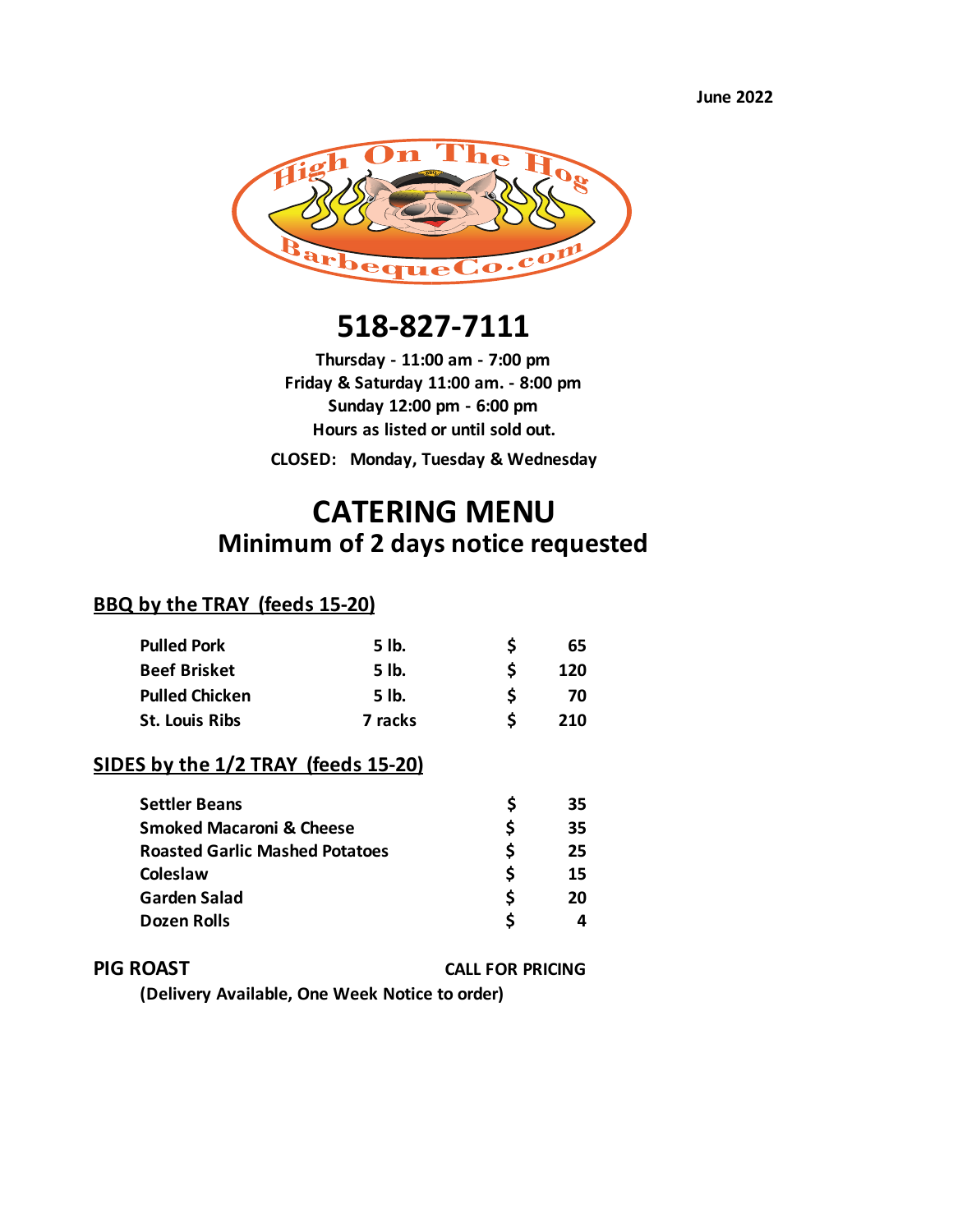June 2022

High On The Hog BarbequeCo.com

# 518-827-7111

**Thursday - 11:00 am - 7:00 pm**
**Friday & Saturday 11:00 am. - 8:00 pm**
**Sunday 12:00 pm - 6:00 pm**
**Hours as listed or until sold out.**

**CLOSED: Monday, Tuesday & Wednesday**

# CATERING MENU

## Minimum of 2 days notice requested

### BBQ by the TRAY (feeds 15-20)

| | | | |
|---|---|---|---|
| Pulled Pork | 5 lb. | $ | 65 |
| Beef Brisket | 5 lb. | $ | 120 |
| Pulled Chicken | 5 lb. | $ | 70 |
| St. Louis Ribs | 7 racks | $ | 210 |

### SIDES by the 1/2 TRAY (feeds 15-20)

| | | |
|---|---|---|
| Settler Beans | $ | 35 |
| Smoked Macaroni & Cheese | $ | 35 |
| Roasted Garlic Mashed Potatoes | $ | 25 |
| Coleslaw | $ | 15 |
| Garden Salad | $ | 20 |
| Dozen Rolls | $ | 4 |

**PIG ROAST** **CALL FOR PRICING**

**(Delivery Available, One Week Notice to order)**